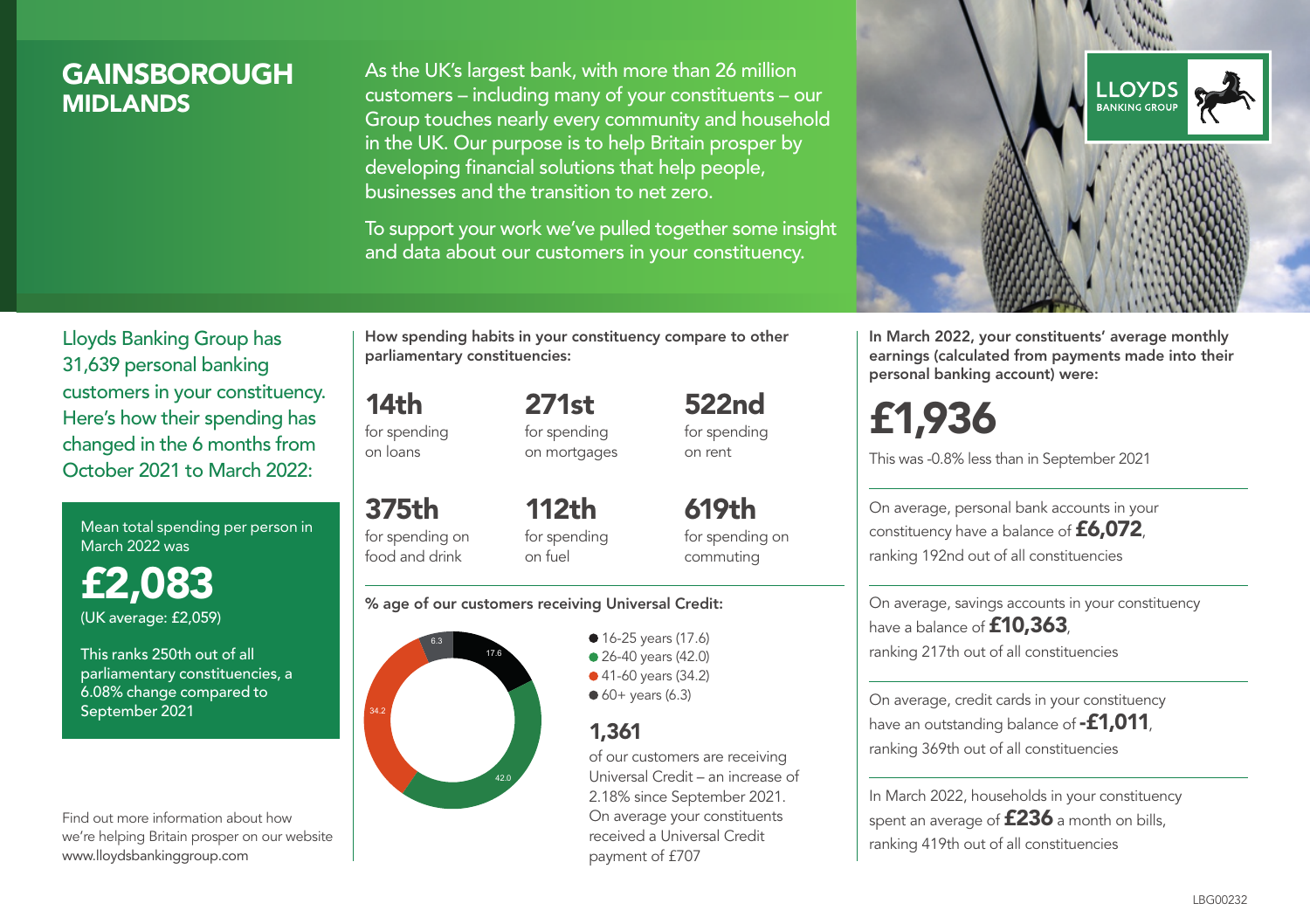# GAINSBOROUGH
## MIDLANDS

As the UK's largest bank, with more than 26 million customers – including many of your constituents – our Group touches nearly every community and household in the UK. Our purpose is to help Britain prosper by developing financial solutions that help people, businesses and the transition to net zero.

To support your work we've pulled together some insight and data about our customers in your constituency.

LLOYDS BANKING GROUP

Lloyds Banking Group has 31,639 personal banking customers in your constituency. Here's how their spending has changed in the 6 months from October 2021 to March 2022:

Mean total spending per person in March 2022 was

**£2,083**

(UK average: £2,059)

This ranks 250th out of all parliamentary constituencies, a 6.08% change compared to September 2021

Find out more information about how we're helping Britain prosper on our website www.lloydsbankinggroup.com

**How spending habits in your constituency compare to other parliamentary constituencies:**

**14th** for spending on loans

**271st** for spending on mortgages

**522nd** for spending on rent

**375th** for spending on food and drink

**112th** for spending on fuel

**619th** for spending on commuting

**% age of our customers receiving Universal Credit:**

- 16-25 years (17.6)
- 26-40 years (42.0)
- 41-60 years (34.2)
- 60+ years (6.3)

**1,361** of our customers are receiving Universal Credit – an increase of 2.18% since September 2021. On average your constituents received a Universal Credit payment of £707

**In March 2022, your constituents' average monthly earnings (calculated from payments made into their personal banking account) were:**

**£1,936**

This was -0.8% less than in September 2021

On average, personal bank accounts in your constituency have a balance of **£6,072**, ranking 192nd out of all constituencies

On average, savings accounts in your constituency have a balance of **£10,363**, ranking 217th out of all constituencies

On average, credit cards in your constituency have an outstanding balance of **-£1,011**, ranking 369th out of all constituencies

In March 2022, households in your constituency spent an average of **£236** a month on bills, ranking 419th out of all constituencies

LBG00232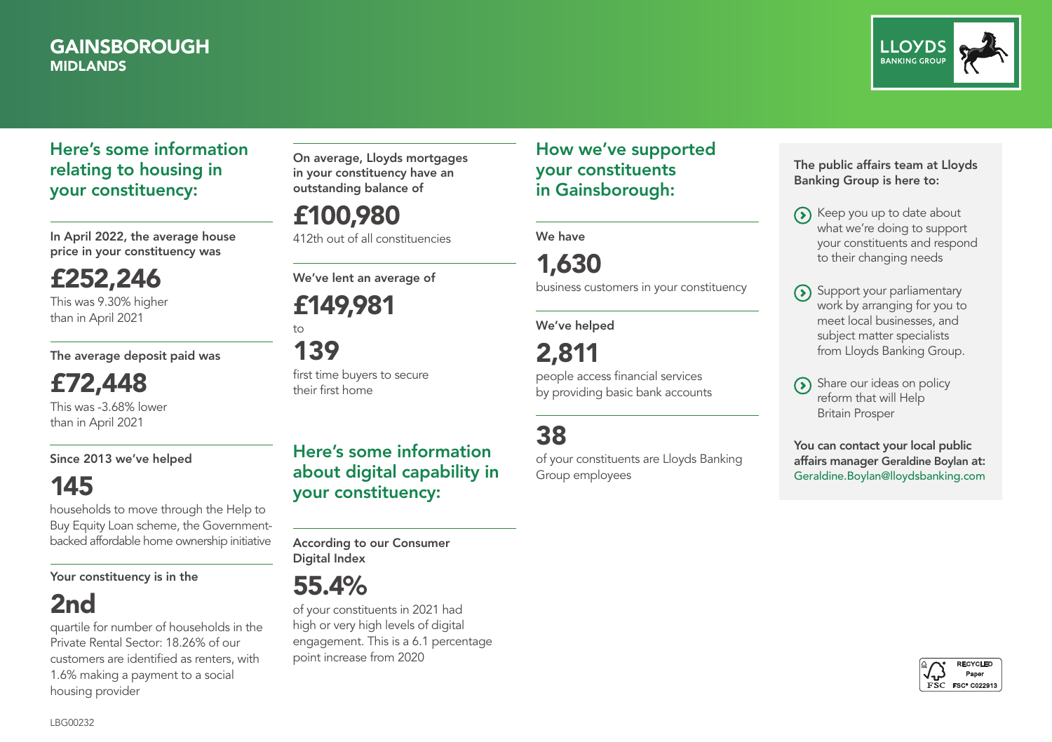# GAINSBOROUGH
## MIDLANDS

## Here's some information relating to housing in your constituency:

In April 2022, the average house price in your constituency was

**£252,246**

This was 9.30% higher than in April 2021

The average deposit paid was

**£72,448**

This was -3.68% lower than in April 2021

Since 2013 we've helped

**145**

households to move through the Help to Buy Equity Loan scheme, the Government-backed affordable home ownership initiative

Your constituency is in the

**2nd**

quartile for number of households in the Private Rental Sector: 18.26% of our customers are identified as renters, with 1.6% making a payment to a social housing provider

On average, Lloyds mortgages in your constituency have an outstanding balance of

**£100,980**

412th out of all constituencies

We've lent an average of

**£149,981**

to

**139**

first time buyers to secure their first home

## Here's some information about digital capability in your constituency:

According to our Consumer Digital Index

**55.4%**

of your constituents in 2021 had high or very high levels of digital engagement. This is a 6.1 percentage point increase from 2020

## How we've supported your constituents in Gainsborough:

We have

**1,630**

business customers in your constituency

We've helped

**2,811**

people access financial services by providing basic bank accounts

**38**

of your constituents are Lloyds Banking Group employees

The public affairs team at Lloyds Banking Group is here to:

- Keep you up to date about what we're doing to support your constituents and respond to their changing needs
- Support your parliamentary work by arranging for you to meet local businesses, and subject matter specialists from Lloyds Banking Group.
- Share our ideas on policy reform that will Help Britain Prosper

You can contact your local public affairs manager Geraldine Boylan at:
Geraldine.Boylan@lloydsbanking.com

LBG00232